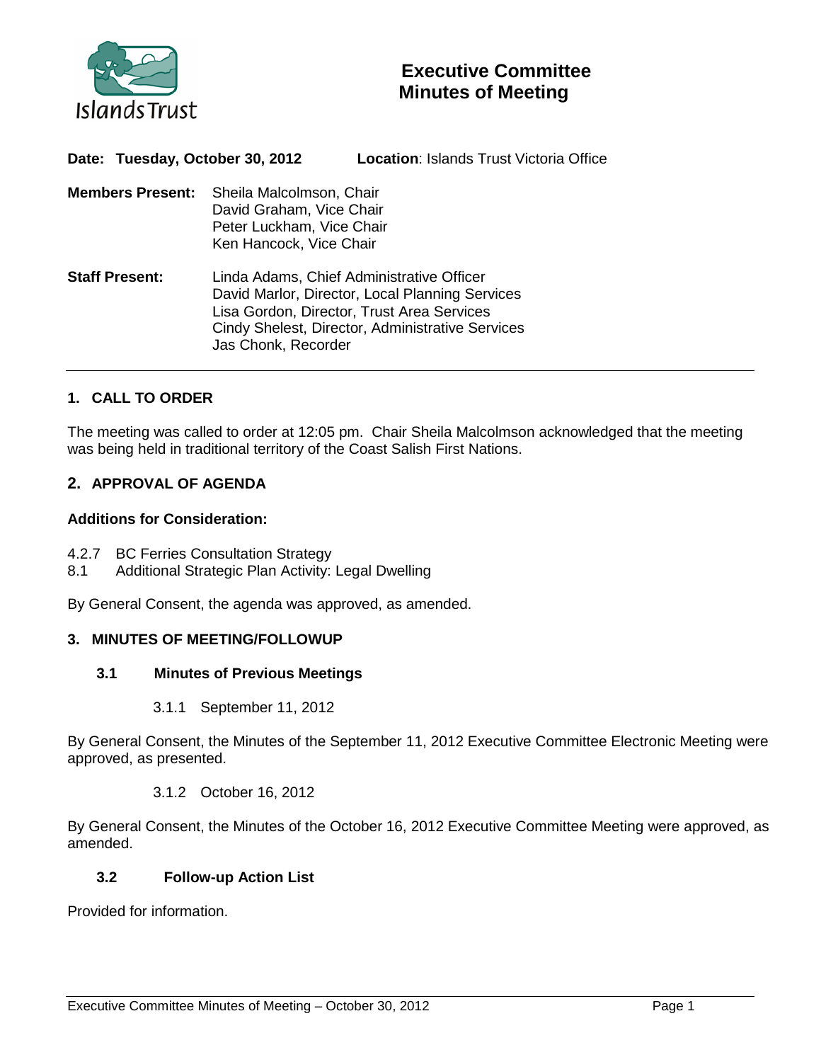# Executive Committee Minutes of Meeting

**Date: Tuesday, October 30, 2012** **Location**: Islands Trust Victoria Office

**Members Present:**
Sheila Malcolmson, Chair
David Graham, Vice Chair
Peter Luckham, Vice Chair
Ken Hancock, Vice Chair

**Staff Present:**
Linda Adams, Chief Administrative Officer
David Marlor, Director, Local Planning Services
Lisa Gordon, Director, Trust Area Services
Cindy Shelest, Director, Administrative Services
Jas Chonk, Recorder

---

## 1. CALL TO ORDER

The meeting was called to order at 12:05 pm. Chair Sheila Malcolmson acknowledged that the meeting was being held in traditional territory of the Coast Salish First Nations.

## 2. APPROVAL OF AGENDA

**Additions for Consideration:**

4.2.7 BC Ferries Consultation Strategy
8.1 Additional Strategic Plan Activity: Legal Dwelling

By General Consent, the agenda was approved, as amended.

## 3. MINUTES OF MEETING/FOLLOWUP

### 3.1 Minutes of Previous Meetings

3.1.1 September 11, 2012

By General Consent, the Minutes of the September 11, 2012 Executive Committee Electronic Meeting were approved, as presented.

3.1.2 October 16, 2012

By General Consent, the Minutes of the October 16, 2012 Executive Committee Meeting were approved, as amended.

### 3.2 Follow-up Action List

Provided for information.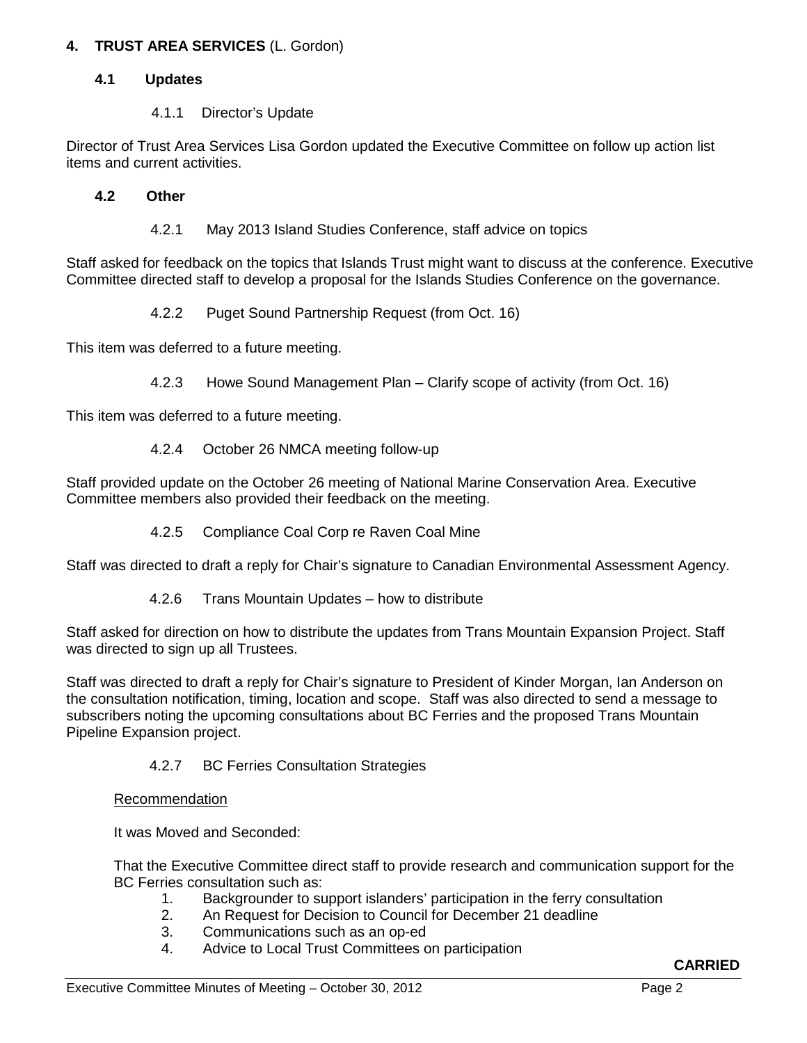## 4. TRUST AREA SERVICES (L. Gordon)

### 4.1 Updates

4.1.1 Director's Update

Director of Trust Area Services Lisa Gordon updated the Executive Committee on follow up action list items and current activities.

### 4.2 Other

4.2.1 May 2013 Island Studies Conference, staff advice on topics

Staff asked for feedback on the topics that Islands Trust might want to discuss at the conference. Executive Committee directed staff to develop a proposal for the Islands Studies Conference on the governance.

4.2.2 Puget Sound Partnership Request (from Oct. 16)

This item was deferred to a future meeting.

4.2.3 Howe Sound Management Plan – Clarify scope of activity (from Oct. 16)

This item was deferred to a future meeting.

4.2.4 October 26 NMCA meeting follow-up

Staff provided update on the October 26 meeting of National Marine Conservation Area. Executive Committee members also provided their feedback on the meeting.

4.2.5 Compliance Coal Corp re Raven Coal Mine

Staff was directed to draft a reply for Chair's signature to Canadian Environmental Assessment Agency.

4.2.6 Trans Mountain Updates – how to distribute

Staff asked for direction on how to distribute the updates from Trans Mountain Expansion Project. Staff was directed to sign up all Trustees.

Staff was directed to draft a reply for Chair's signature to President of Kinder Morgan, Ian Anderson on the consultation notification, timing, location and scope. Staff was also directed to send a message to subscribers noting the upcoming consultations about BC Ferries and the proposed Trans Mountain Pipeline Expansion project.

4.2.7 BC Ferries Consultation Strategies

Recommendation

It was Moved and Seconded:

That the Executive Committee direct staff to provide research and communication support for the BC Ferries consultation such as:

1. Backgrounder to support islanders' participation in the ferry consultation
2. An Request for Decision to Council for December 21 deadline
3. Communications such as an op-ed
4. Advice to Local Trust Committees on participation

**CARRIED**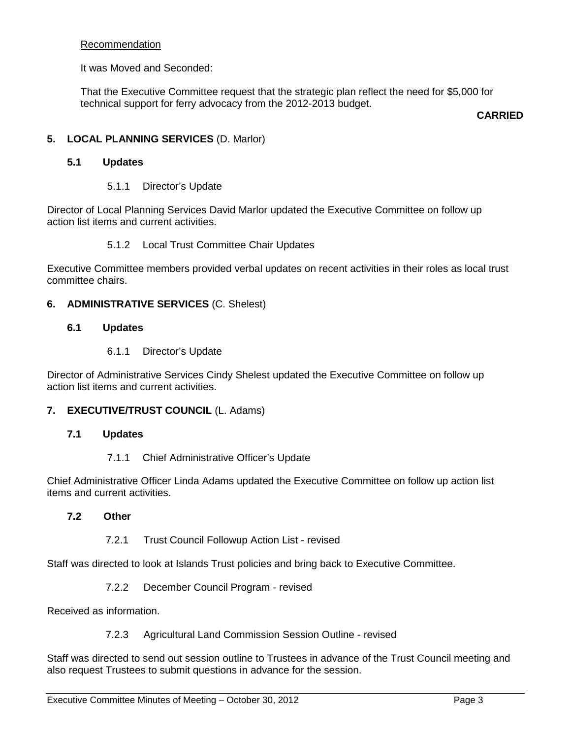Recommendation

It was Moved and Seconded:

That the Executive Committee request that the strategic plan reflect the need for $5,000 for technical support for ferry advocacy from the 2012-2013 budget.

**CARRIED**

## 5. LOCAL PLANNING SERVICES (D. Marlor)

### 5.1 Updates

5.1.1 Director's Update

Director of Local Planning Services David Marlor updated the Executive Committee on follow up action list items and current activities.

5.1.2 Local Trust Committee Chair Updates

Executive Committee members provided verbal updates on recent activities in their roles as local trust committee chairs.

## 6. ADMINISTRATIVE SERVICES (C. Shelest)

### 6.1 Updates

6.1.1 Director's Update

Director of Administrative Services Cindy Shelest updated the Executive Committee on follow up action list items and current activities.

## 7. EXECUTIVE/TRUST COUNCIL (L. Adams)

### 7.1 Updates

7.1.1 Chief Administrative Officer's Update

Chief Administrative Officer Linda Adams updated the Executive Committee on follow up action list items and current activities.

### 7.2 Other

7.2.1 Trust Council Followup Action List - revised

Staff was directed to look at Islands Trust policies and bring back to Executive Committee.

7.2.2 December Council Program - revised

Received as information.

7.2.3 Agricultural Land Commission Session Outline - revised

Staff was directed to send out session outline to Trustees in advance of the Trust Council meeting and also request Trustees to submit questions in advance for the session.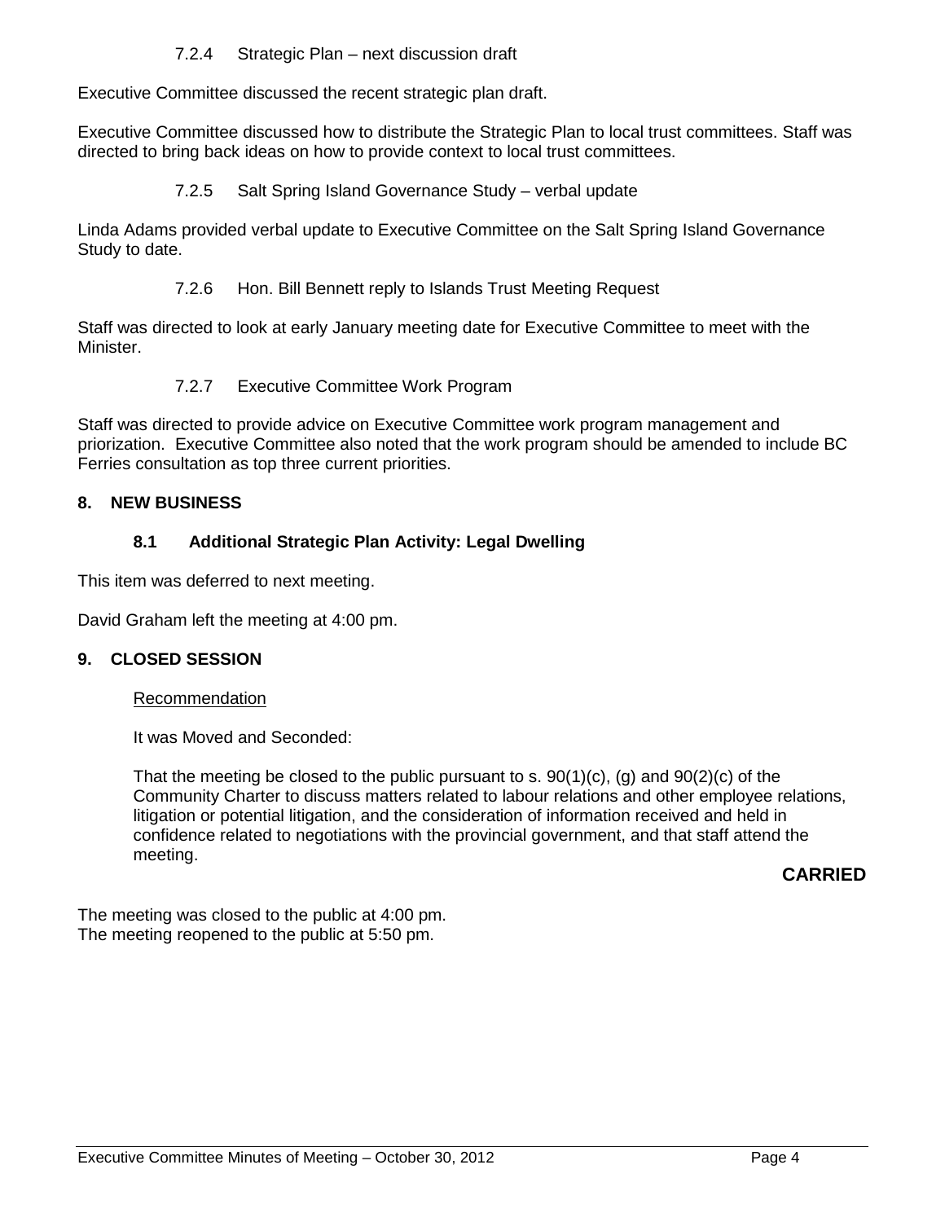#### 7.2.4 Strategic Plan – next discussion draft

Executive Committee discussed the recent strategic plan draft.

Executive Committee discussed how to distribute the Strategic Plan to local trust committees. Staff was directed to bring back ideas on how to provide context to local trust committees.

#### 7.2.5 Salt Spring Island Governance Study – verbal update

Linda Adams provided verbal update to Executive Committee on the Salt Spring Island Governance Study to date.

#### 7.2.6 Hon. Bill Bennett reply to Islands Trust Meeting Request

Staff was directed to look at early January meeting date for Executive Committee to meet with the Minister.

#### 7.2.7 Executive Committee Work Program

Staff was directed to provide advice on Executive Committee work program management and priorization. Executive Committee also noted that the work program should be amended to include BC Ferries consultation as top three current priorities.

## 8. NEW BUSINESS

### 8.1 Additional Strategic Plan Activity: Legal Dwelling

This item was deferred to next meeting.

David Graham left the meeting at 4:00 pm.

## 9. CLOSED SESSION

Recommendation

It was Moved and Seconded:

That the meeting be closed to the public pursuant to s. 90(1)(c), (g) and 90(2)(c) of the Community Charter to discuss matters related to labour relations and other employee relations, litigation or potential litigation, and the consideration of information received and held in confidence related to negotiations with the provincial government, and that staff attend the meeting.

**CARRIED**

The meeting was closed to the public at 4:00 pm.
The meeting reopened to the public at 5:50 pm.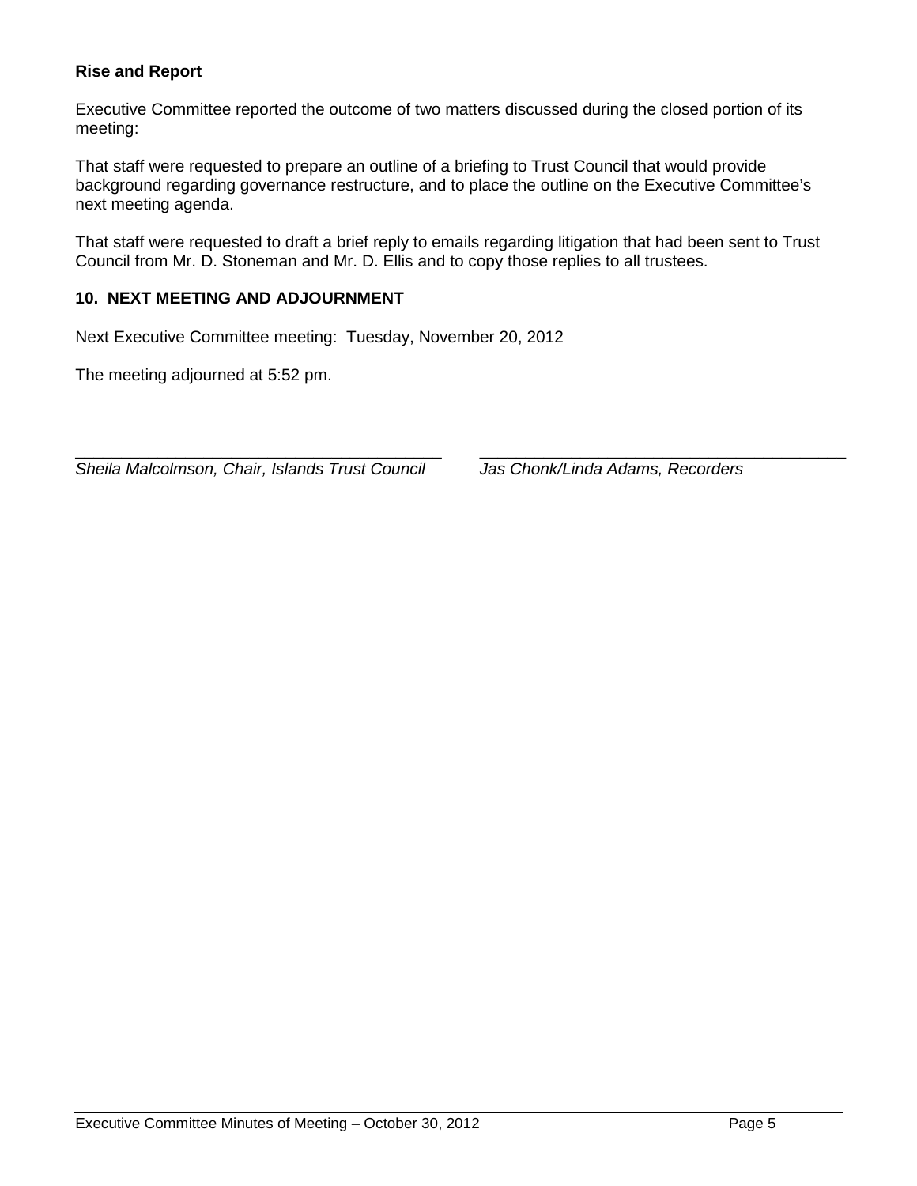**Rise and Report**

Executive Committee reported the outcome of two matters discussed during the closed portion of its meeting:

That staff were requested to prepare an outline of a briefing to Trust Council that would provide background regarding governance restructure, and to place the outline on the Executive Committee's next meeting agenda.

That staff were requested to draft a brief reply to emails regarding litigation that had been sent to Trust Council from Mr. D. Stoneman and Mr. D. Ellis and to copy those replies to all trustees.

## 10. NEXT MEETING AND ADJOURNMENT

Next Executive Committee meeting: Tuesday, November 20, 2012

The meeting adjourned at 5:52 pm.

\_\_\_\_\_\_\_\_\_\_\_\_\_\_\_\_\_\_\_\_\_\_\_\_\_\_\_\_\_\_\_\_\_\_\_\_\_\_\_\_
*Sheila Malcolmson, Chair, Islands Trust Council*

\_\_\_\_\_\_\_\_\_\_\_\_\_\_\_\_\_\_\_\_\_\_\_\_\_\_\_\_\_\_\_\_\_\_\_\_\_\_\_\_
*Jas Chonk/Linda Adams, Recorders*